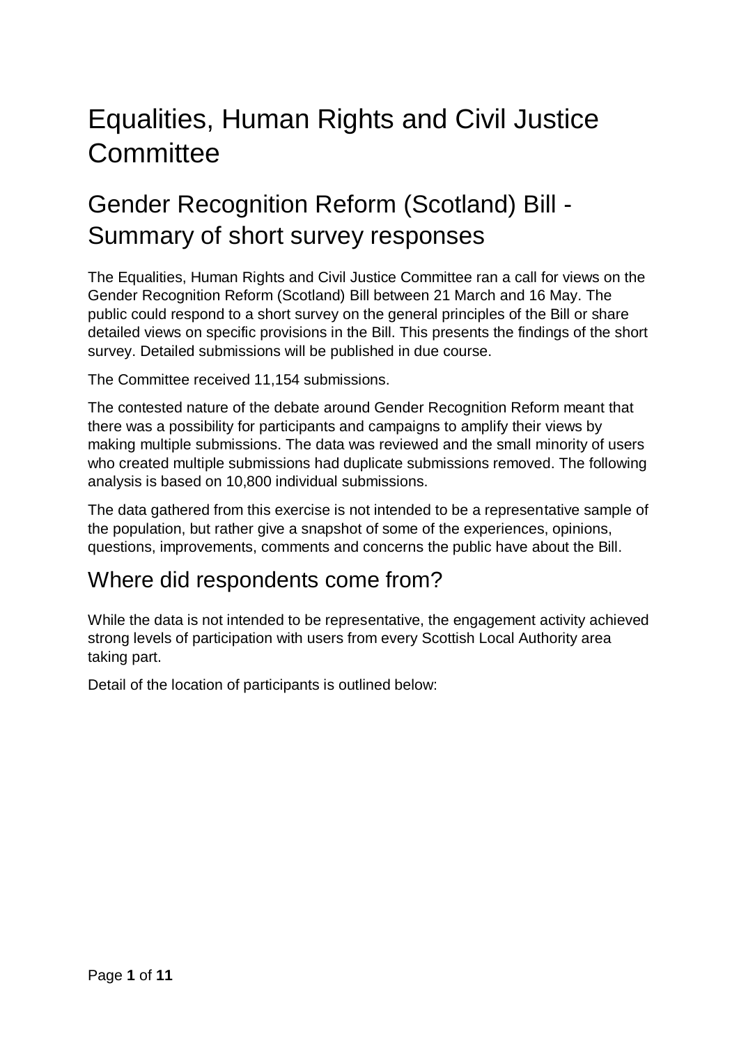# Equalities, Human Rights and Civil Justice Committee

## Gender Recognition Reform (Scotland) Bill - Summary of short survey responses

The Equalities, Human Rights and Civil Justice Committee ran a call for views on the Gender Recognition Reform (Scotland) Bill between 21 March and 16 May. The public could respond to a short survey on the general principles of the Bill or share detailed views on specific provisions in the Bill. This presents the findings of the short survey. Detailed submissions will be published in due course.

The Committee received 11,154 submissions.

The contested nature of the debate around Gender Recognition Reform meant that there was a possibility for participants and campaigns to amplify their views by making multiple submissions. The data was reviewed and the small minority of users who created multiple submissions had duplicate submissions removed. The following analysis is based on 10,800 individual submissions.

The data gathered from this exercise is not intended to be a representative sample of the population, but rather give a snapshot of some of the experiences, opinions, questions, improvements, comments and concerns the public have about the Bill.

## Where did respondents come from?

While the data is not intended to be representative, the engagement activity achieved strong levels of participation with users from every Scottish Local Authority area taking part.

Detail of the location of participants is outlined below: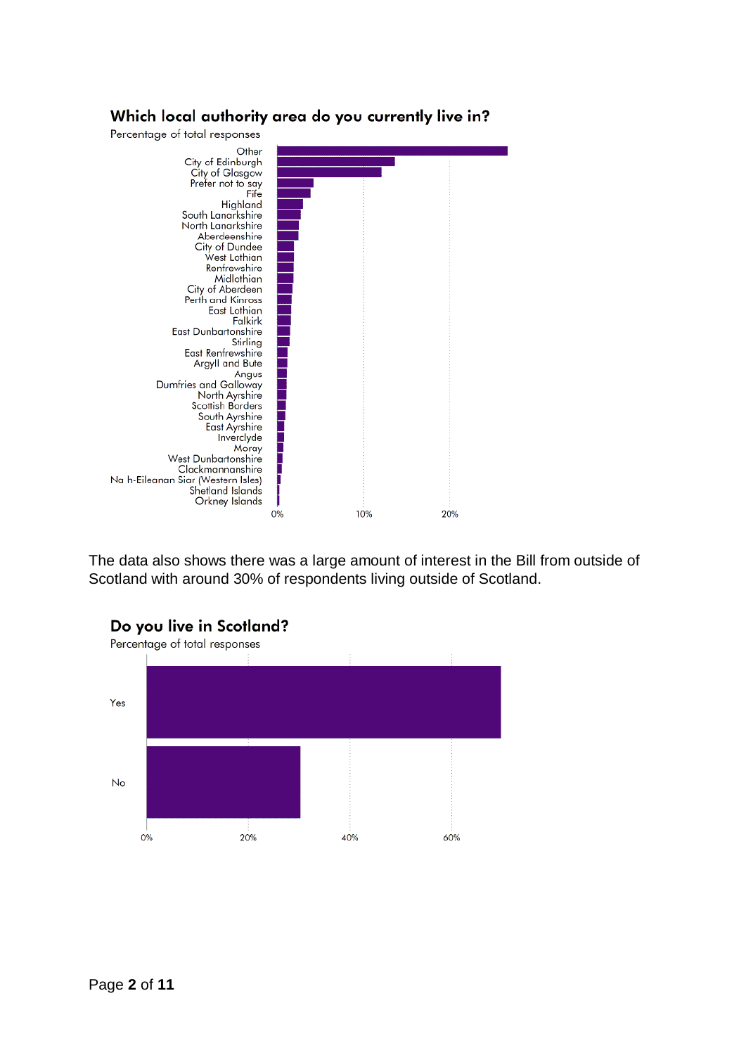**Which local authority area do you currently live in?**

Percentage of total responses

Other
City of Edinburgh
City of Glasgow
Prefer not to say
Fife
Highland
South Lanarkshire
North Lanarkshire
Aberdeenshire
City of Dundee
West Lothian
Renfrewshire
Midlothian
City of Aberdeen
Perth and Kinross
East Lothian
Falkirk
East Dunbartonshire
Stirling
East Renfrewshire
Argyll and Bute
Angus
Dumfries and Galloway
North Ayrshire
Scottish Borders
South Ayrshire
East Ayrshire
Inverclyde
Moray
West Dunbartonshire
Clackmannanshire
Na h-Eileanan Siar (Western Isles)
Shetland Islands
Orkney Islands

0% 10% 20%

The data also shows there was a large amount of interest in the Bill from outside of Scotland with around 30% of respondents living outside of Scotland.

**Do you live in Scotland?**

Percentage of total responses

Yes

No

0% 20% 40% 60%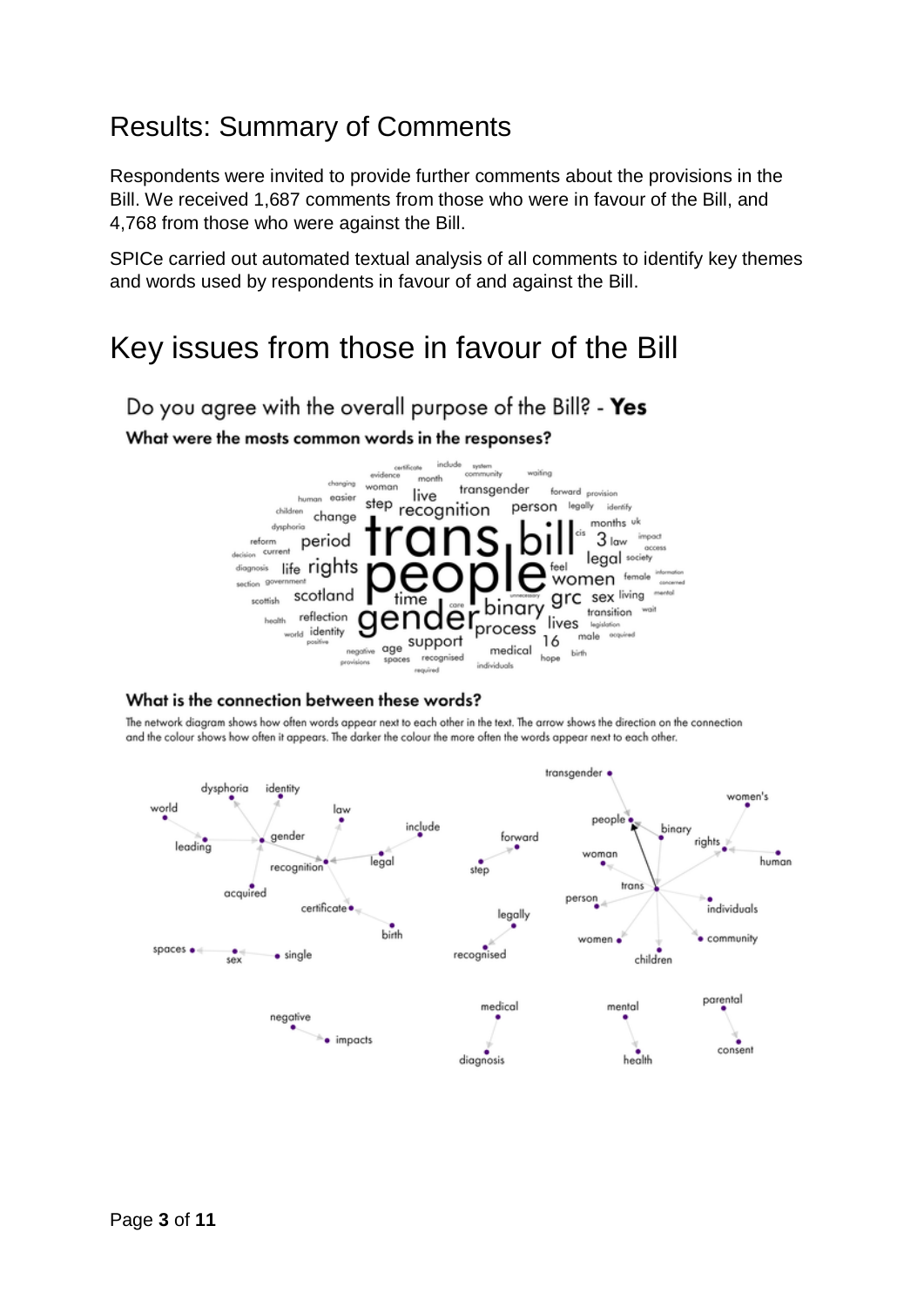# Results: Summary of Comments

Respondents were invited to provide further comments about the provisions in the Bill. We received 1,687 comments from those who were in favour of the Bill, and 4,768 from those who were against the Bill.

SPICe carried out automated textual analysis of all comments to identify key themes and words used by respondents in favour of and against the Bill.

# Key issues from those in favour of the Bill

## Do you agree with the overall purpose of the Bill? - **Yes**

### What were the mosts common words in the responses?

### What is the connection between these words?

The network diagram shows how often words appear next to each other in the text. The arrow shows the direction on the connection and the colour shows how often it appears. The darker the colour the more often the words appear next to each other.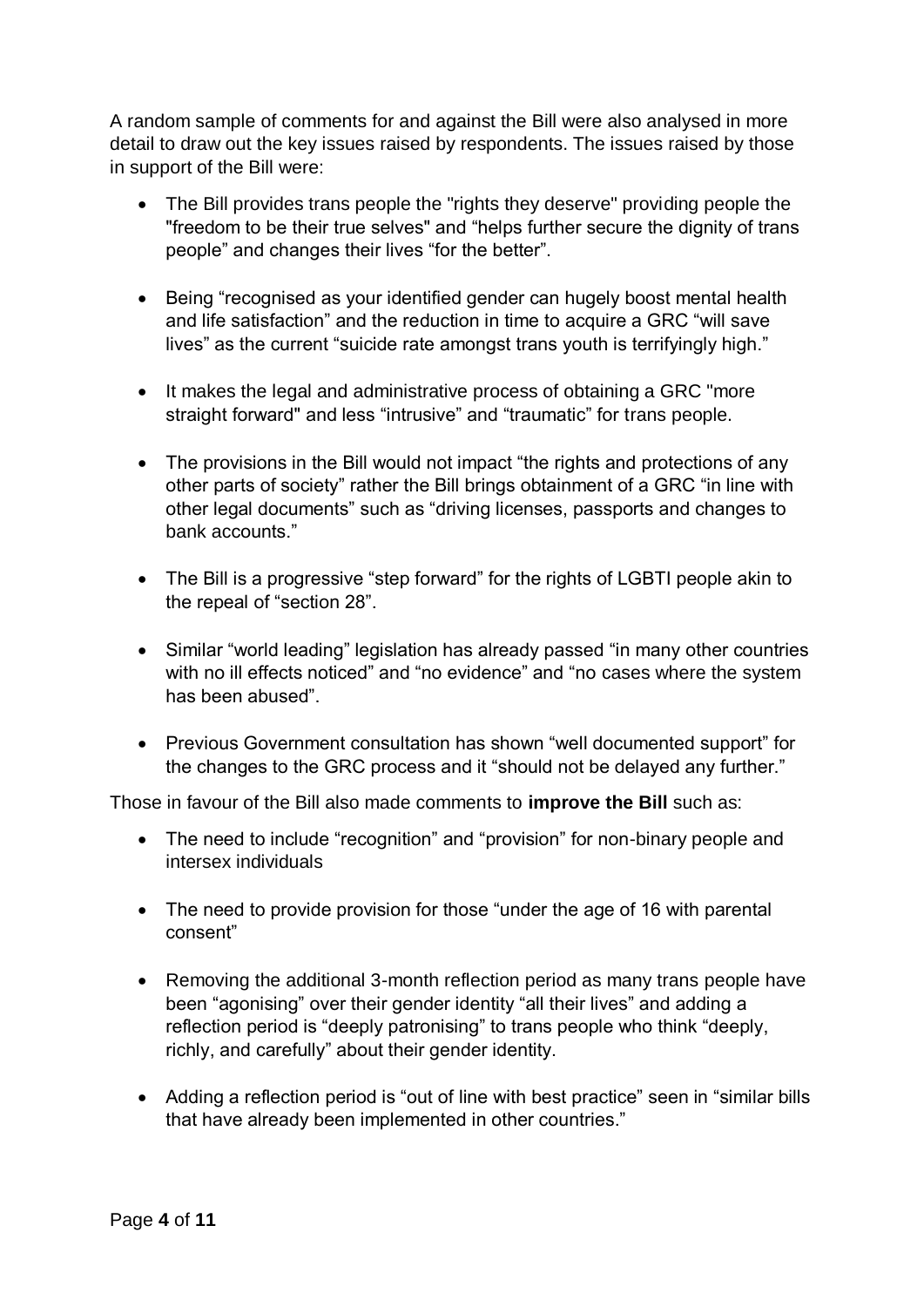A random sample of comments for and against the Bill were also analysed in more detail to draw out the key issues raised by respondents. The issues raised by those in support of the Bill were:

- The Bill provides trans people the "rights they deserve" providing people the "freedom to be their true selves" and "helps further secure the dignity of trans people" and changes their lives "for the better".

- Being "recognised as your identified gender can hugely boost mental health and life satisfaction" and the reduction in time to acquire a GRC "will save lives" as the current "suicide rate amongst trans youth is terrifyingly high."

- It makes the legal and administrative process of obtaining a GRC "more straight forward" and less "intrusive" and "traumatic" for trans people.

- The provisions in the Bill would not impact "the rights and protections of any other parts of society" rather the Bill brings obtainment of a GRC "in line with other legal documents" such as "driving licenses, passports and changes to bank accounts."

- The Bill is a progressive "step forward" for the rights of LGBTI people akin to the repeal of "section 28".

- Similar "world leading" legislation has already passed "in many other countries with no ill effects noticed" and "no evidence" and "no cases where the system has been abused".

- Previous Government consultation has shown "well documented support" for the changes to the GRC process and it "should not be delayed any further."

Those in favour of the Bill also made comments to **improve the Bill** such as:

- The need to include "recognition" and "provision" for non-binary people and intersex individuals

- The need to provide provision for those "under the age of 16 with parental consent"

- Removing the additional 3-month reflection period as many trans people have been "agonising" over their gender identity "all their lives" and adding a reflection period is "deeply patronising" to trans people who think "deeply, richly, and carefully" about their gender identity.

- Adding a reflection period is "out of line with best practice" seen in "similar bills that have already been implemented in other countries."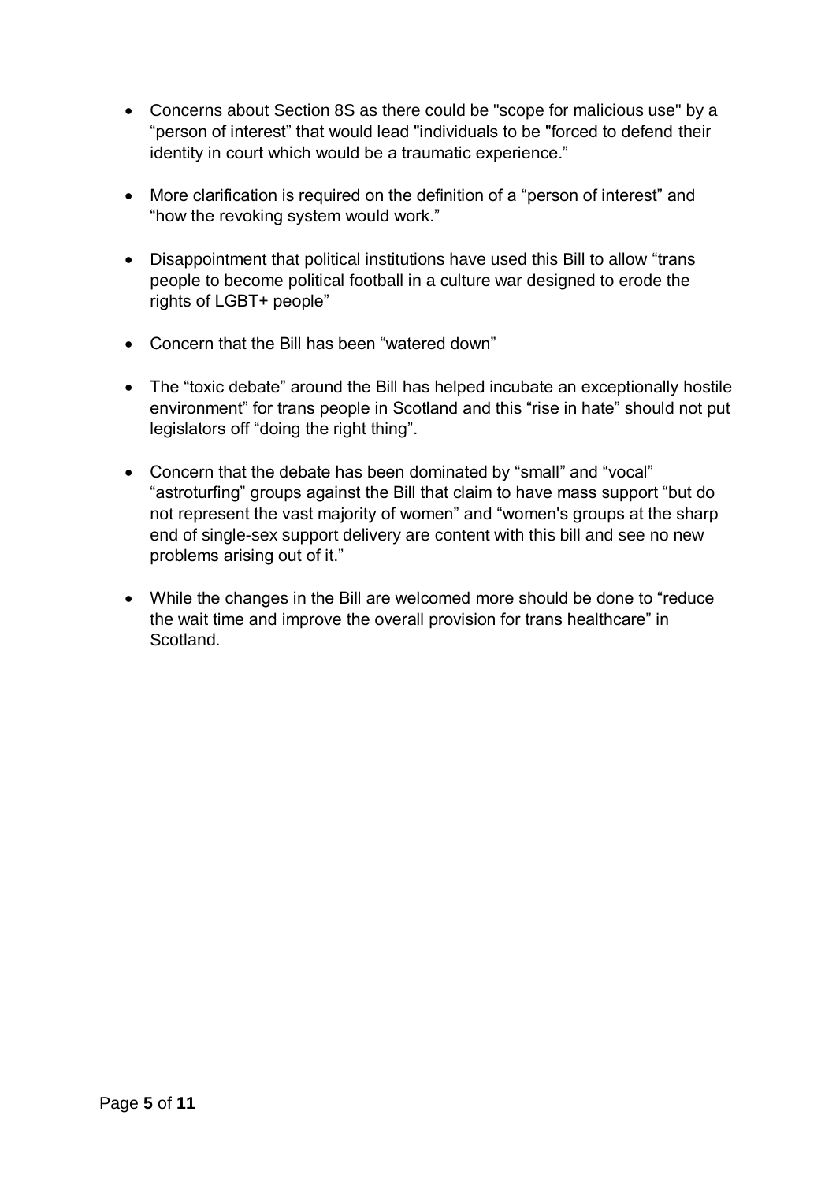- Concerns about Section 8S as there could be "scope for malicious use" by a “person of interest” that would lead "individuals to be "forced to defend their identity in court which would be a traumatic experience.”

- More clarification is required on the definition of a “person of interest” and “how the revoking system would work.”

- Disappointment that political institutions have used this Bill to allow “trans people to become political football in a culture war designed to erode the rights of LGBT+ people”

- Concern that the Bill has been “watered down”

- The “toxic debate” around the Bill has helped incubate an exceptionally hostile environment” for trans people in Scotland and this “rise in hate” should not put legislators off “doing the right thing”.

- Concern that the debate has been dominated by “small” and “vocal” “astroturfing” groups against the Bill that claim to have mass support “but do not represent the vast majority of women” and “women's groups at the sharp end of single-sex support delivery are content with this bill and see no new problems arising out of it.”

- While the changes in the Bill are welcomed more should be done to “reduce the wait time and improve the overall provision for trans healthcare” in Scotland.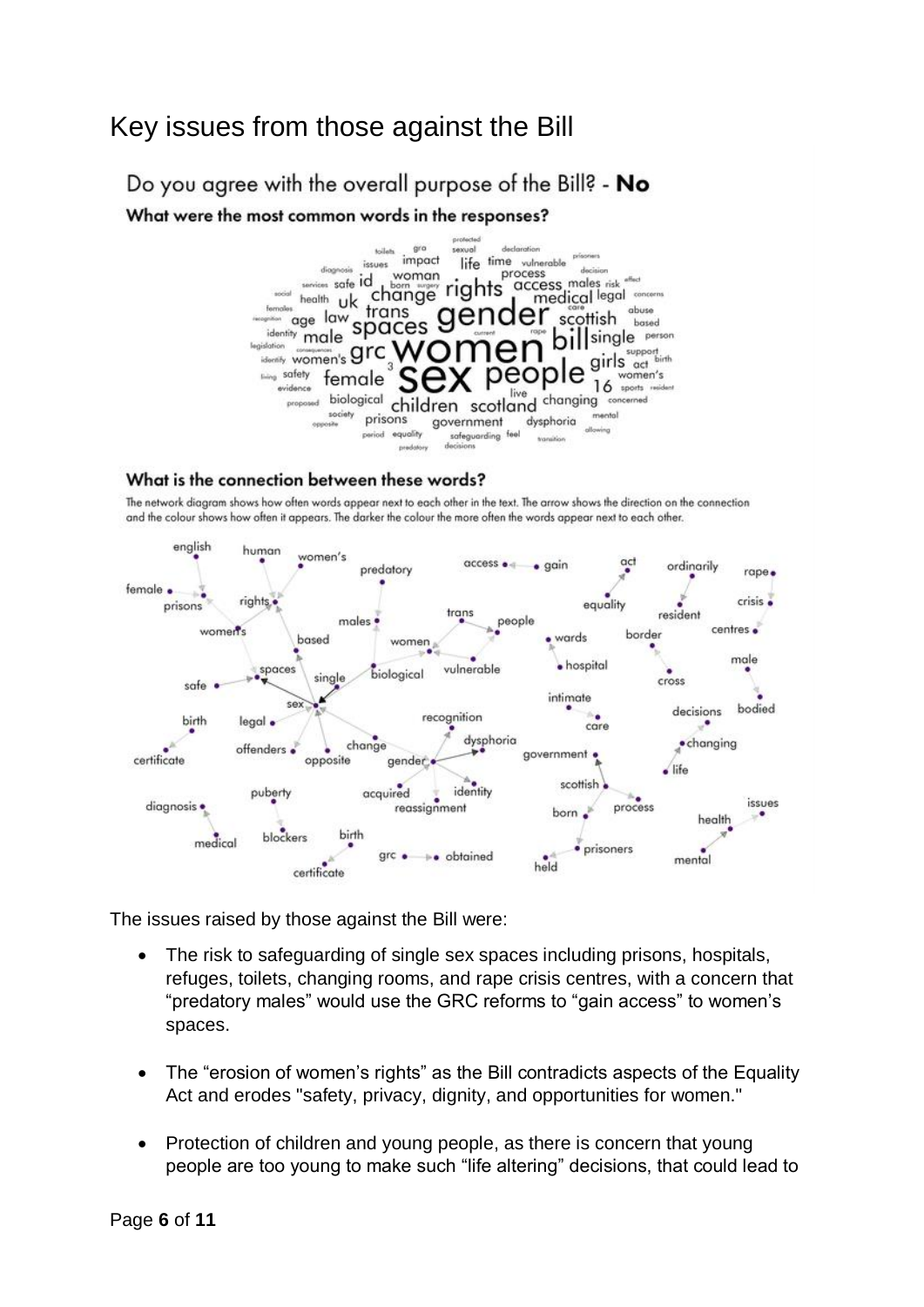# Key issues from those against the Bill

## Do you agree with the overall purpose of the Bill? - **No**

### What were the most common words in the responses?

### What is the connection between these words?

The network diagram shows how often words appear next to each other in the text. The arrow shows the direction on the connection and the colour shows how often it appears. The darker the colour the more often the words appear next to each other.

The issues raised by those against the Bill were:

- The risk to safeguarding of single sex spaces including prisons, hospitals, refuges, toilets, changing rooms, and rape crisis centres, with a concern that "predatory males" would use the GRC reforms to "gain access" to women's spaces.

- The "erosion of women's rights" as the Bill contradicts aspects of the Equality Act and erodes "safety, privacy, dignity, and opportunities for women."

- Protection of children and young people, as there is concern that young people are too young to make such "life altering" decisions, that could lead to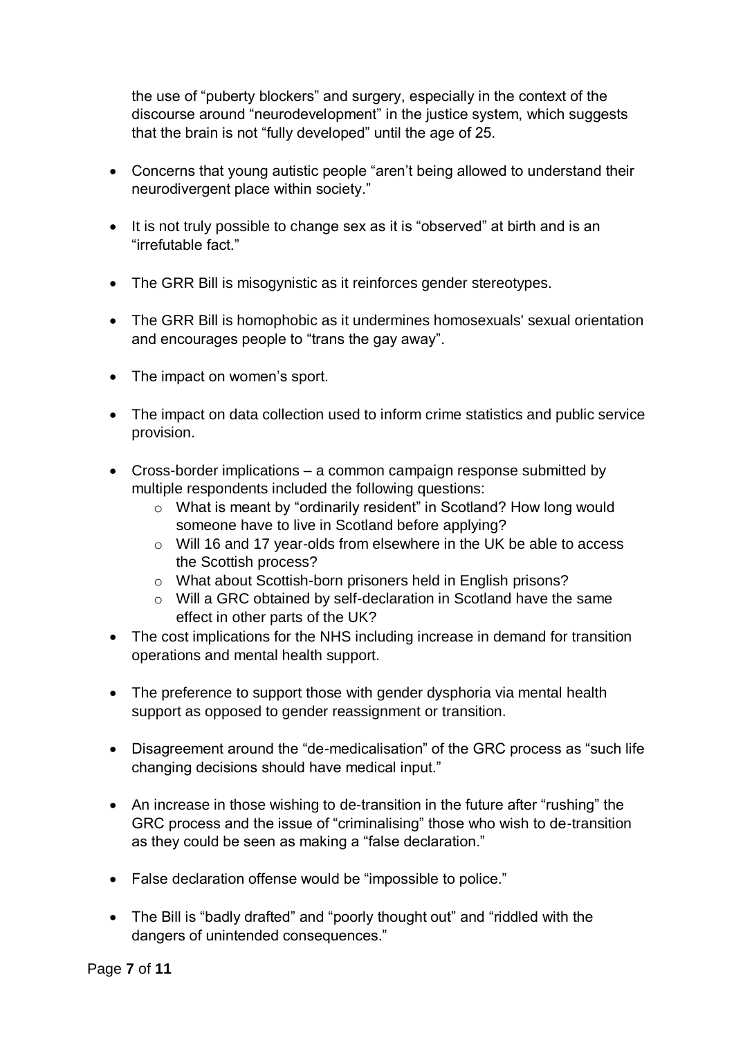the use of "puberty blockers" and surgery, especially in the context of the discourse around "neurodevelopment" in the justice system, which suggests that the brain is not "fully developed" until the age of 25.

- Concerns that young autistic people "aren't being allowed to understand their neurodivergent place within society."
- It is not truly possible to change sex as it is "observed" at birth and is an "irrefutable fact."
- The GRR Bill is misogynistic as it reinforces gender stereotypes.
- The GRR Bill is homophobic as it undermines homosexuals' sexual orientation and encourages people to "trans the gay away".
- The impact on women's sport.
- The impact on data collection used to inform crime statistics and public service provision.
- Cross-border implications – a common campaign response submitted by multiple respondents included the following questions:
  - What is meant by "ordinarily resident" in Scotland? How long would someone have to live in Scotland before applying?
  - Will 16 and 17 year-olds from elsewhere in the UK be able to access the Scottish process?
  - What about Scottish-born prisoners held in English prisons?
  - Will a GRC obtained by self-declaration in Scotland have the same effect in other parts of the UK?
- The cost implications for the NHS including increase in demand for transition operations and mental health support.
- The preference to support those with gender dysphoria via mental health support as opposed to gender reassignment or transition.
- Disagreement around the "de-medicalisation" of the GRC process as "such life changing decisions should have medical input."
- An increase in those wishing to de-transition in the future after "rushing" the GRC process and the issue of "criminalising" those who wish to de-transition as they could be seen as making a "false declaration."
- False declaration offense would be "impossible to police."
- The Bill is "badly drafted" and "poorly thought out" and "riddled with the dangers of unintended consequences."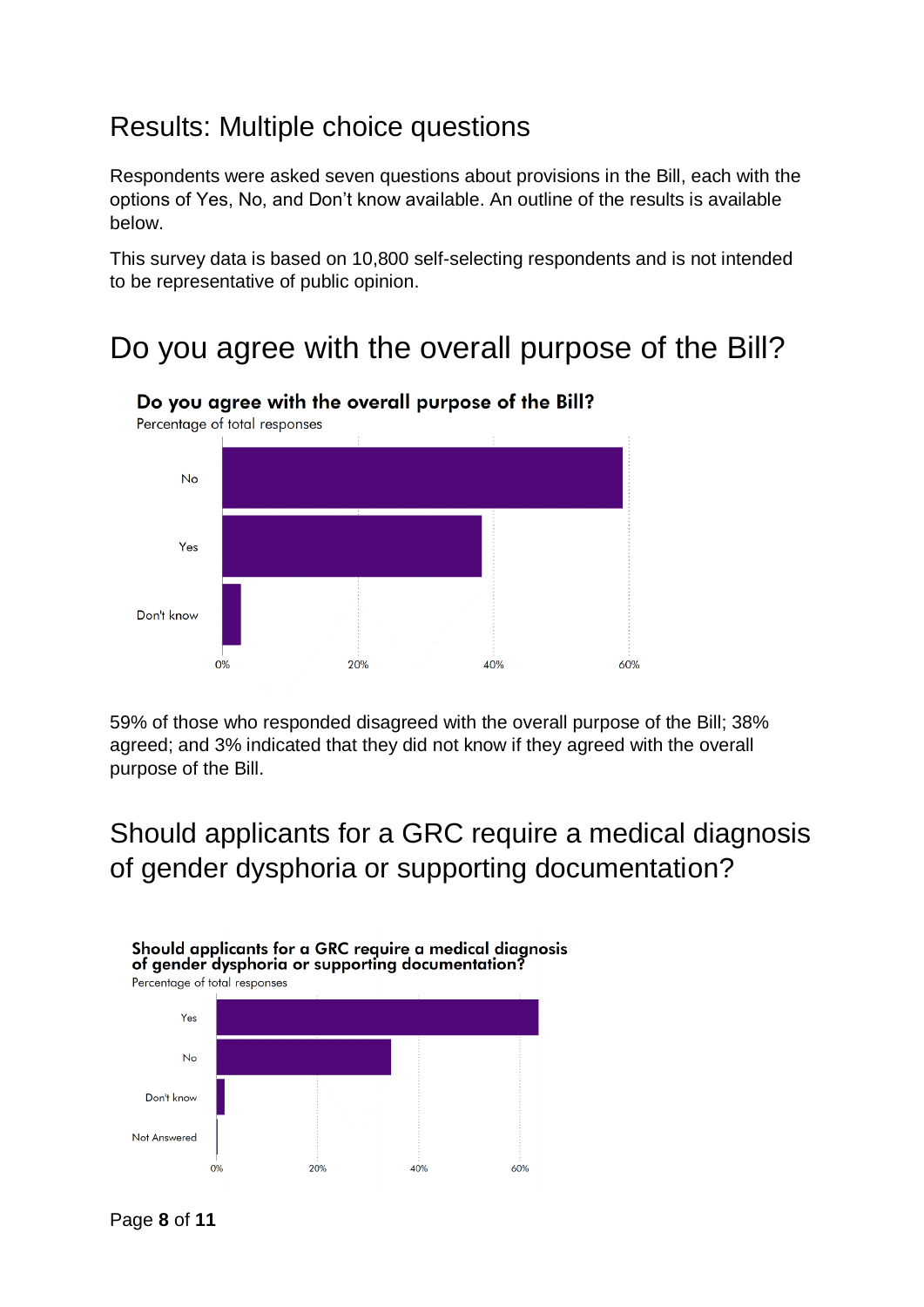## Results: Multiple choice questions

Respondents were asked seven questions about provisions in the Bill, each with the options of Yes, No, and Don't know available. An outline of the results is available below.

This survey data is based on 10,800 self-selecting respondents and is not intended to be representative of public opinion.

## Do you agree with the overall purpose of the Bill?

**Do you agree with the overall purpose of the Bill?**

Percentage of total responses

| Response | Percentage |
|---|---|
| No | 59% |
| Yes | 38% |
| Don't know | 3% |

59% of those who responded disagreed with the overall purpose of the Bill; 38% agreed; and 3% indicated that they did not know if they agreed with the overall purpose of the Bill.

## Should applicants for a GRC require a medical diagnosis of gender dysphoria or supporting documentation?

**Should applicants for a GRC require a medical diagnosis of gender dysphoria or supporting documentation?**

Percentage of total responses

Chart categories: Yes, No, Don't know, Not Answered (axis: 0%, 20%, 40%, 60%)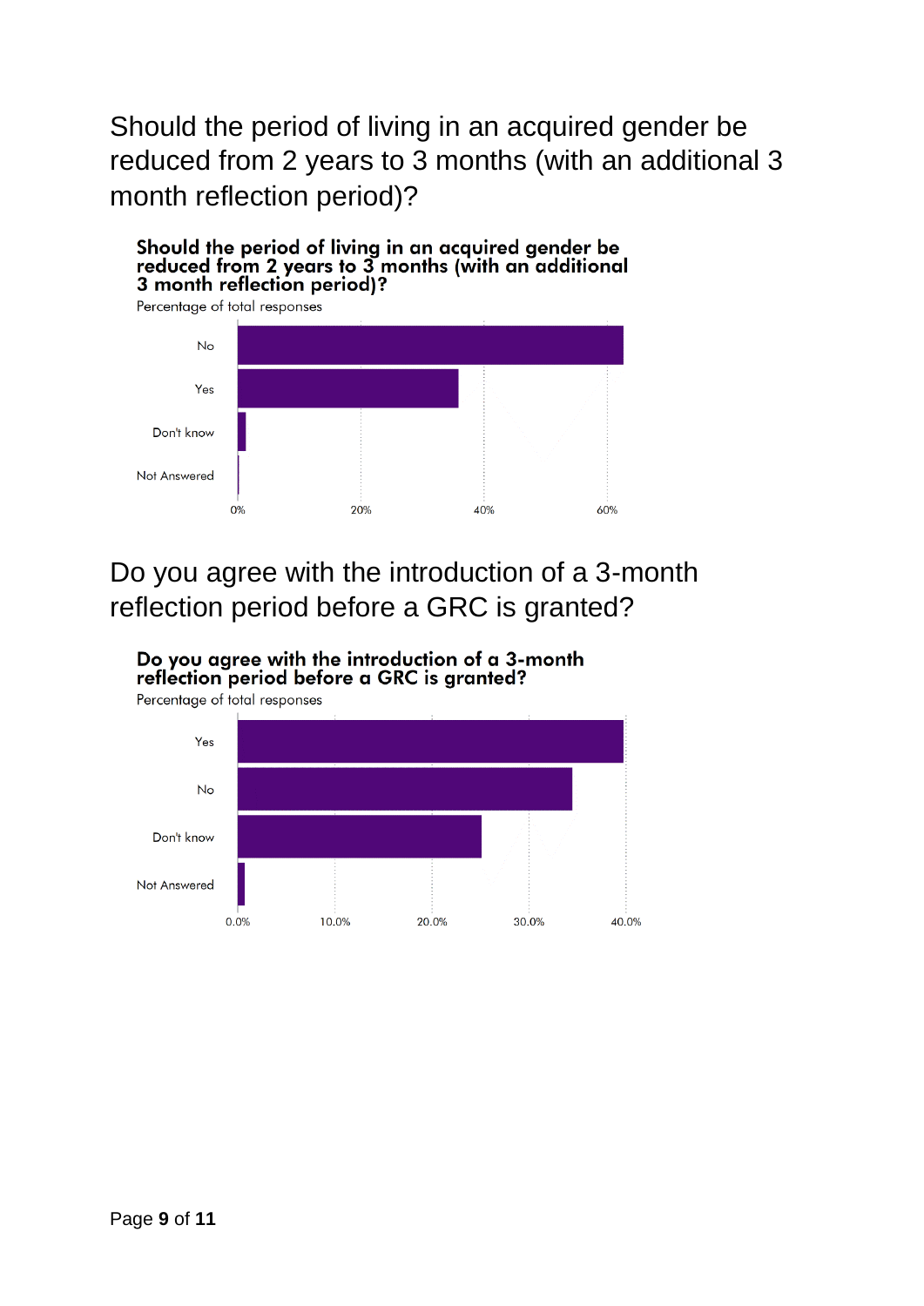## Should the period of living in an acquired gender be reduced from 2 years to 3 months (with an additional 3 month reflection period)?

**Should the period of living in an acquired gender be reduced from 2 years to 3 months (with an additional 3 month reflection period)?**

Percentage of total responses

No

Yes

Don't know

Not Answered

0% 20% 40% 60%

## Do you agree with the introduction of a 3-month reflection period before a GRC is granted?

**Do you agree with the introduction of a 3-month reflection period before a GRC is granted?**

Percentage of total responses

Yes

No

Don't know

Not Answered

0.0% 10.0% 20.0% 30.0% 40.0%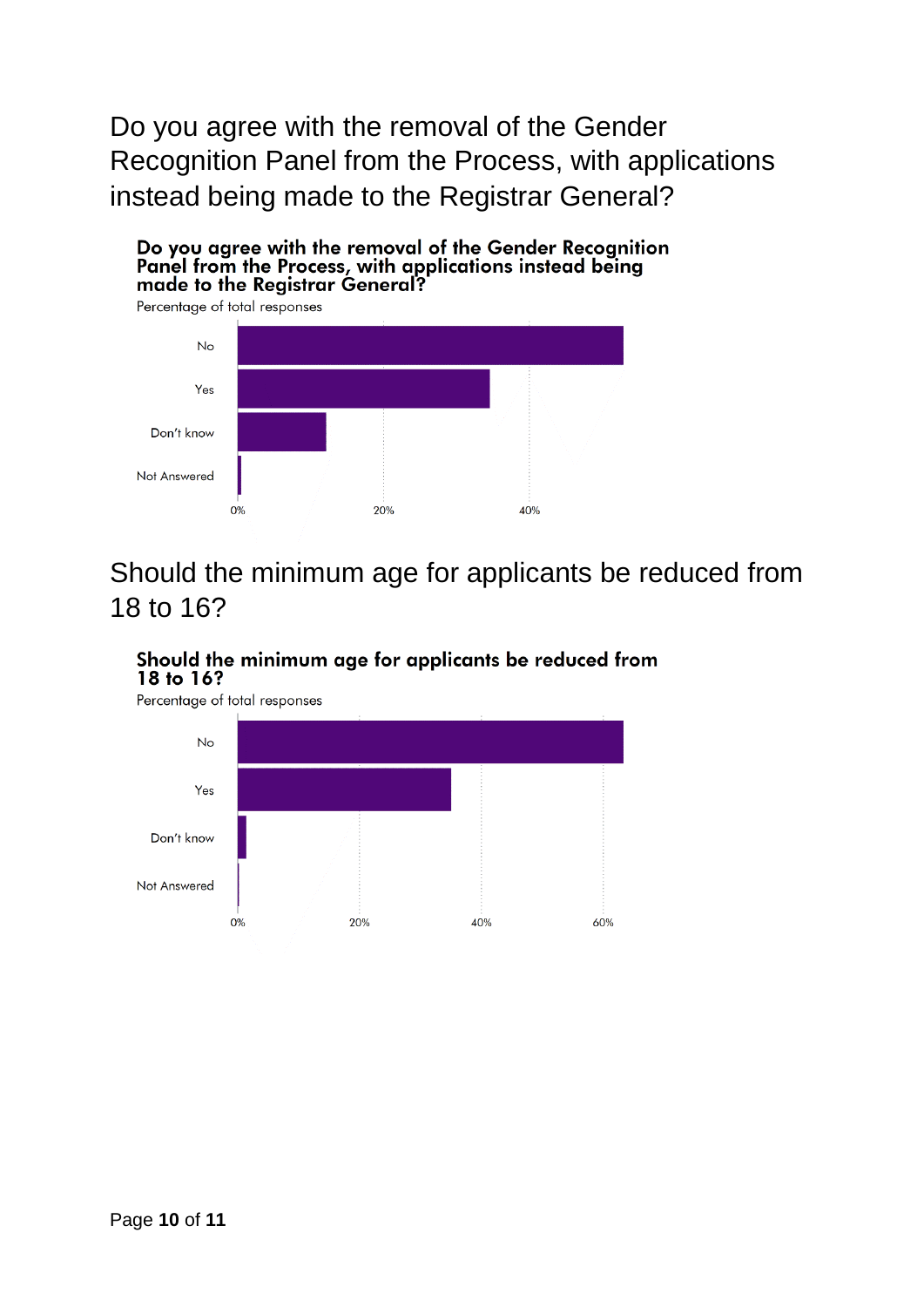## Do you agree with the removal of the Gender Recognition Panel from the Process, with applications instead being made to the Registrar General?

**Do you agree with the removal of the Gender Recognition Panel from the Process, with applications instead being made to the Registrar General?**

Percentage of total responses

No

Yes

Don't know

Not Answered

0% 20% 40%

## Should the minimum age for applicants be reduced from 18 to 16?

**Should the minimum age for applicants be reduced from 18 to 16?**

Percentage of total responses

No

Yes

Don't know

Not Answered

0% 20% 40% 60%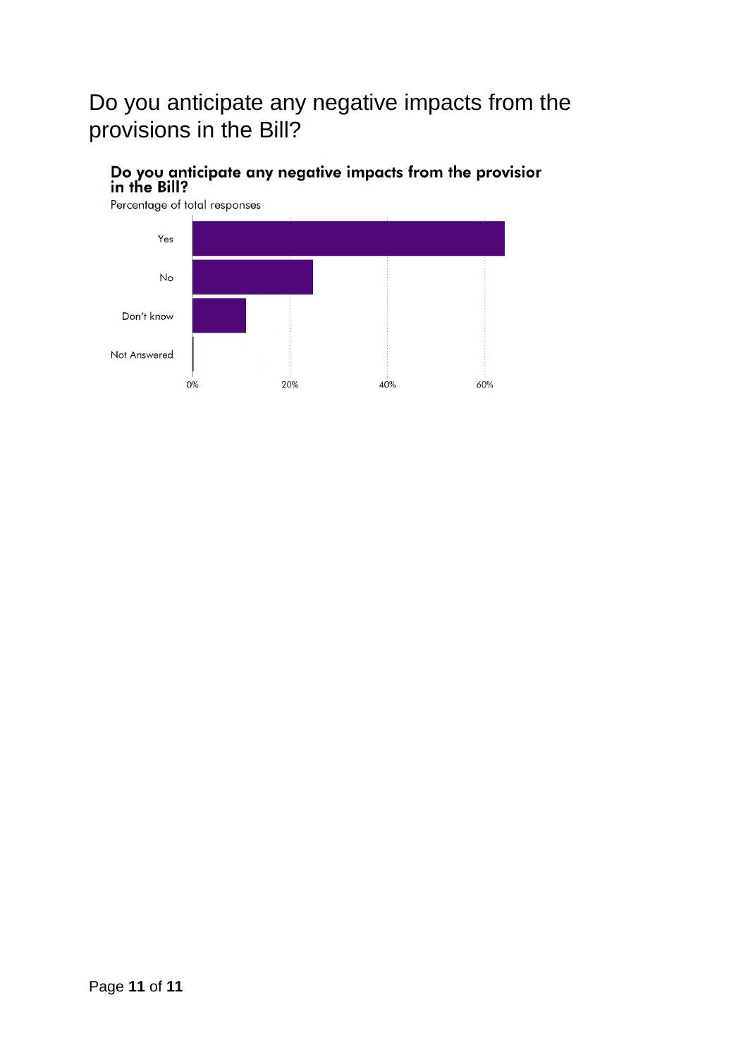# Do you anticipate any negative impacts from the provisions in the Bill?

**Do you anticipate any negative impacts from the provisior in the Bill?**

Percentage of total responses

Yes

No

Don't know

Not Answered

0%

20%

40%

60%